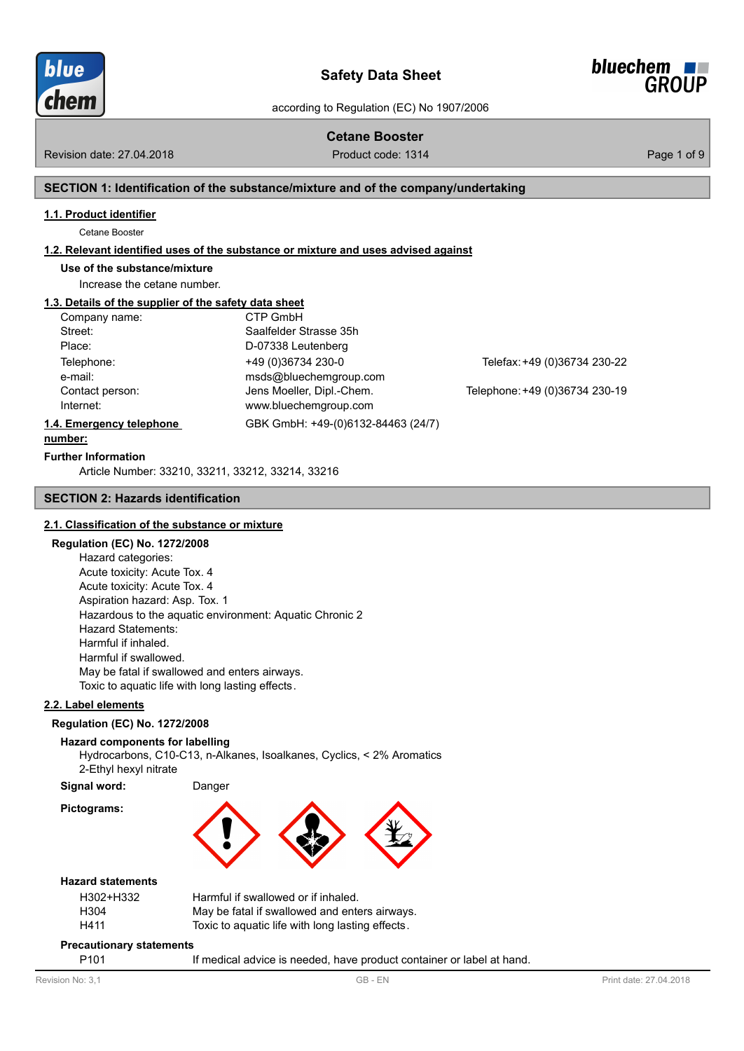# Safety Data Sheet

according to Regulation (EC) No 1907/2006

**Cetane Booster**

Revision date: 27.04.2018 | Product code: 1314

## SECTION 1: Identification of the substance/mixture and of the company/undertaking

### 1.1. Product identifier

Cetane Booster

### 1.2. Relevant identified uses of the substance or mixture and uses advised against

**Use of the substance/mixture**

Increase the cetane number.

### 1.3. Details of the supplier of the safety data sheet

| | | |
|---|---|---|
| Company name: | CTP GmbH | |
| Street: | Saalfelder Strasse 35h | |
| Place: | D-07338 Leutenberg | |
| Telephone: | +49 (0)36734 230-0 | Telefax: +49 (0)36734 230-22 |
| e-mail: | msds@bluechemgroup.com | |
| Contact person: | Jens Moeller, Dipl.-Chem. | Telephone: +49 (0)36734 230-19 |
| Internet: | www.bluechemgroup.com | |

### 1.4. Emergency telephone number:

GBK GmbH: +49-(0)6132-84463 (24/7)

**Further Information**

Article Number: 33210, 33211, 33212, 33214, 33216

## SECTION 2: Hazards identification

### 2.1. Classification of the substance or mixture

**Regulation (EC) No. 1272/2008**

Hazard categories:
Acute toxicity: Acute Tox. 4
Acute toxicity: Acute Tox. 4
Aspiration hazard: Asp. Tox. 1
Hazardous to the aquatic environment: Aquatic Chronic 2
Hazard Statements:
Harmful if inhaled.
Harmful if swallowed.
May be fatal if swallowed and enters airways.
Toxic to aquatic life with long lasting effects.

### 2.2. Label elements

**Regulation (EC) No. 1272/2008**

**Hazard components for labelling**

Hydrocarbons, C10-C13, n-Alkanes, Isoalkanes, Cyclics, < 2% Aromatics
2-Ethyl hexyl nitrate

**Signal word:** Danger

**Pictograms:**

**Hazard statements**

| | |
|---|---|
| H302+H332 | Harmful if swallowed or if inhaled. |
| H304 | May be fatal if swallowed and enters airways. |
| H411 | Toxic to aquatic life with long lasting effects. |

**Precautionary statements**

| | |
|---|---|
| P101 | If medical advice is needed, have product container or label at hand. |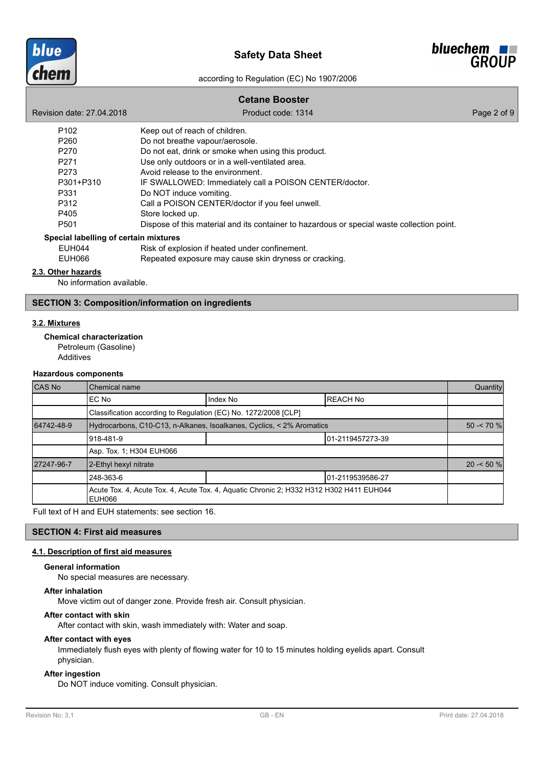| | |
|---|---|
| P102 | Keep out of reach of children. |
| P260 | Do not breathe vapour/aerosole. |
| P270 | Do not eat, drink or smoke when using this product. |
| P271 | Use only outdoors or in a well-ventilated area. |
| P273 | Avoid release to the environment. |
| P301+P310 | IF SWALLOWED: Immediately call a POISON CENTER/doctor. |
| P331 | Do NOT induce vomiting. |
| P312 | Call a POISON CENTER/doctor if you feel unwell. |
| P405 | Store locked up. |
| P501 | Dispose of this material and its container to hazardous or special waste collection point. |

**Special labelling of certain mixtures**

| | |
|---|---|
| EUH044 | Risk of explosion if heated under confinement. |
| EUH066 | Repeated exposure may cause skin dryness or cracking. |

### 2.3. Other hazards

No information available.

## SECTION 3: Composition/information on ingredients

### 3.2. Mixtures

**Chemical characterization**

Petroleum (Gasoline)
Additives

**Hazardous components**

| CAS No | Chemical name | | | Quantity |
|---|---|---|---|---|
| | EC No | Index No | REACH No | |
| | Classification according to Regulation (EC) No. 1272/2008 [CLP] | | | |
| 64742-48-9 | Hydrocarbons, C10-C13, n-Alkanes, Isoalkanes, Cyclics, < 2% Aromatics | | | 50 -< 70 % |
| | 918-481-9 | | 01-2119457273-39 | |
| | Asp. Tox. 1; H304 EUH066 | | | |
| 27247-96-7 | 2-Ethyl hexyl nitrate | | | 20 -< 50 % |
| | 248-363-6 | | 01-2119539586-27 | |
| | Acute Tox. 4, Acute Tox. 4, Acute Tox. 4, Aquatic Chronic 2; H332 H312 H302 H411 EUH044 EUH066 | | | |

Full text of H and EUH statements: see section 16.

## SECTION 4: First aid measures

### 4.1. Description of first aid measures

**General information**

No special measures are necessary.

**After inhalation**

Move victim out of danger zone. Provide fresh air. Consult physician.

**After contact with skin**

After contact with skin, wash immediately with: Water and soap.

**After contact with eyes**

Immediately flush eyes with plenty of flowing water for 10 to 15 minutes holding eyelids apart. Consult physician.

**After ingestion**

Do NOT induce vomiting. Consult physician.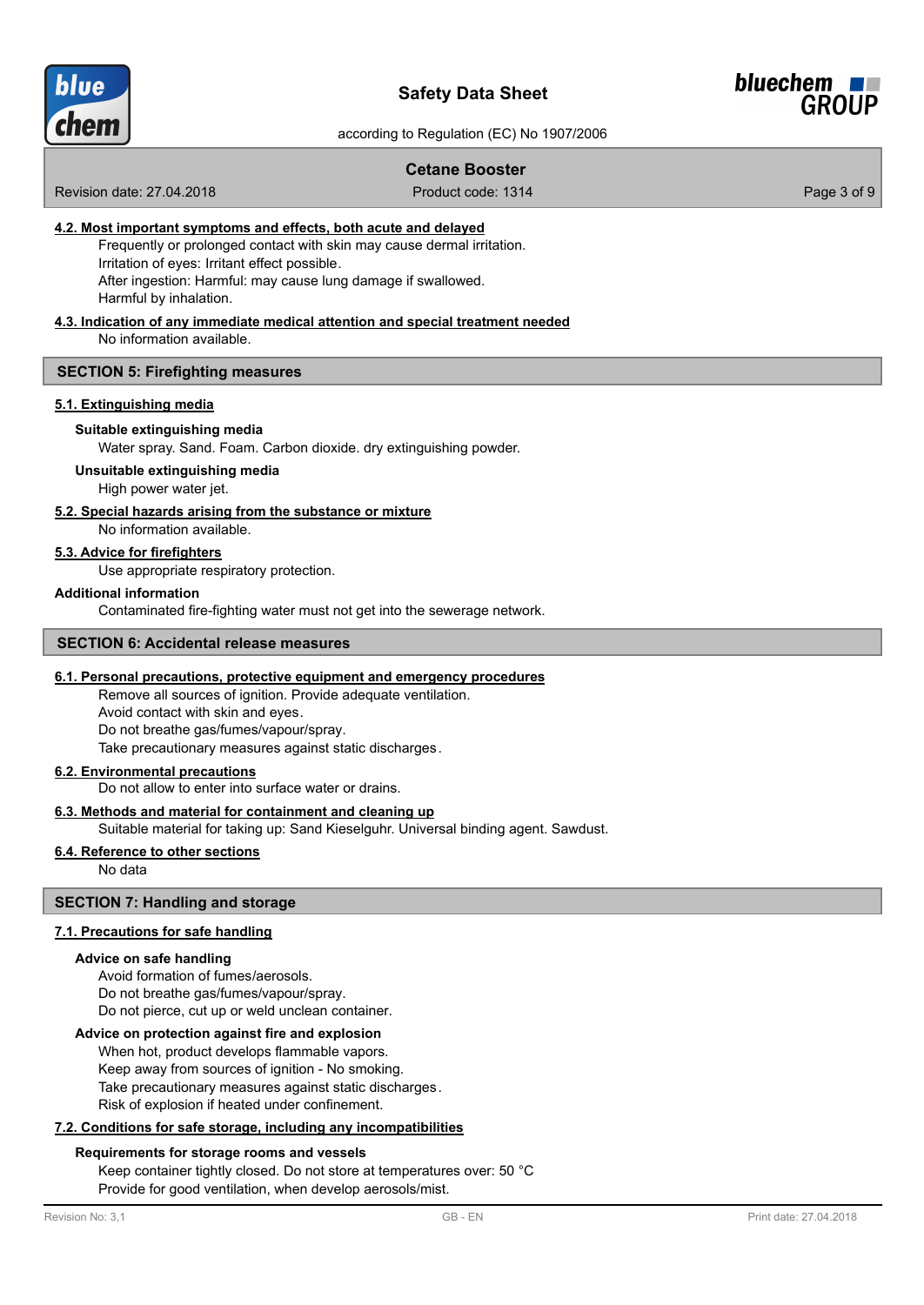### 4.2. Most important symptoms and effects, both acute and delayed

Frequently or prolonged contact with skin may cause dermal irritation.
Irritation of eyes: Irritant effect possible.
After ingestion: Harmful: may cause lung damage if swallowed.
Harmful by inhalation.

### 4.3. Indication of any immediate medical attention and special treatment needed

No information available.

## SECTION 5: Firefighting measures

### 5.1. Extinguishing media

**Suitable extinguishing media**

Water spray. Sand. Foam. Carbon dioxide. dry extinguishing powder.

**Unsuitable extinguishing media**

High power water jet.

### 5.2. Special hazards arising from the substance or mixture

No information available.

### 5.3. Advice for firefighters

Use appropriate respiratory protection.

**Additional information**

Contaminated fire-fighting water must not get into the sewerage network.

## SECTION 6: Accidental release measures

### 6.1. Personal precautions, protective equipment and emergency procedures

Remove all sources of ignition. Provide adequate ventilation.
Avoid contact with skin and eyes.
Do not breathe gas/fumes/vapour/spray.
Take precautionary measures against static discharges.

### 6.2. Environmental precautions

Do not allow to enter into surface water or drains.

### 6.3. Methods and material for containment and cleaning up

Suitable material for taking up: Sand Kieselguhr. Universal binding agent. Sawdust.

### 6.4. Reference to other sections

No data

## SECTION 7: Handling and storage

### 7.1. Precautions for safe handling

**Advice on safe handling**

Avoid formation of fumes/aerosols.
Do not breathe gas/fumes/vapour/spray.
Do not pierce, cut up or weld unclean container.

**Advice on protection against fire and explosion**

When hot, product develops flammable vapors.
Keep away from sources of ignition - No smoking.
Take precautionary measures against static discharges.
Risk of explosion if heated under confinement.

### 7.2. Conditions for safe storage, including any incompatibilities

**Requirements for storage rooms and vessels**

Keep container tightly closed. Do not store at temperatures over: 50 °C
Provide for good ventilation, when develop aerosols/mist.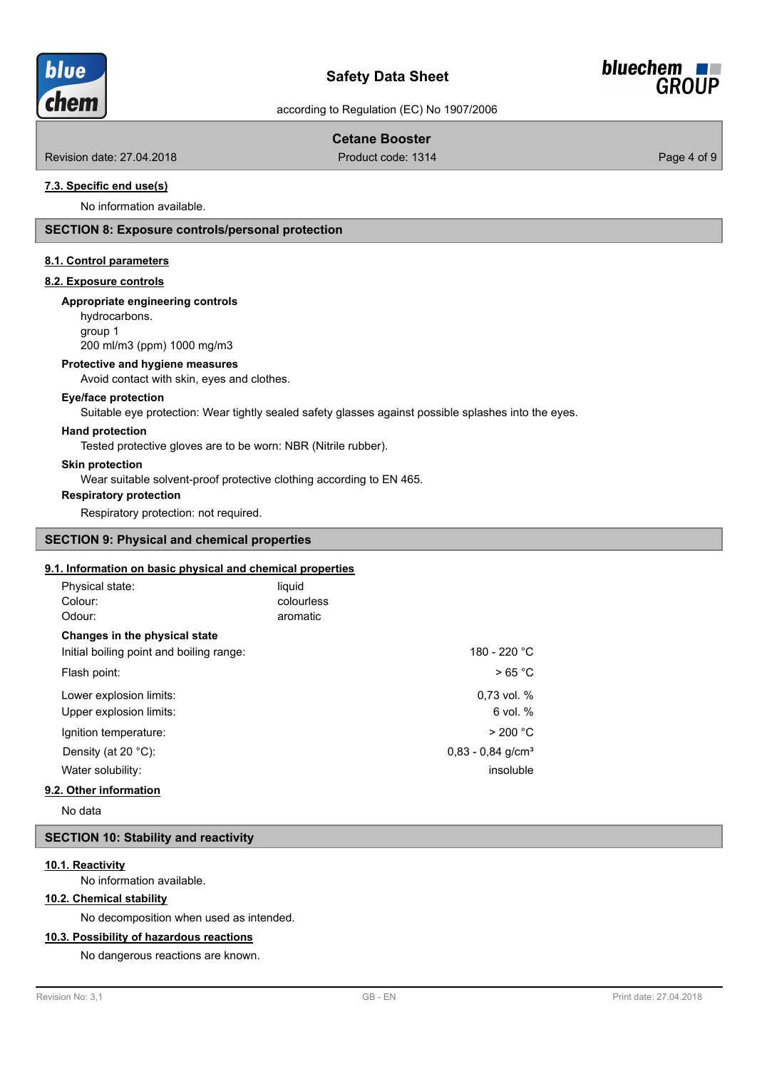#### 7.3. Specific end use(s)

No information available.

## SECTION 8: Exposure controls/personal protection

#### 8.1. Control parameters

#### 8.2. Exposure controls

**Appropriate engineering controls**

hydrocarbons.
group 1
200 ml/m3 (ppm) 1000 mg/m3

**Protective and hygiene measures**

Avoid contact with skin, eyes and clothes.

**Eye/face protection**

Suitable eye protection: Wear tightly sealed safety glasses against possible splashes into the eyes.

**Hand protection**

Tested protective gloves are to be worn: NBR (Nitrile rubber).

**Skin protection**

Wear suitable solvent-proof protective clothing according to EN 465.

**Respiratory protection**

Respiratory protection: not required.

## SECTION 9: Physical and chemical properties

#### 9.1. Information on basic physical and chemical properties

| | |
|---|---|
| Physical state: | liquid |
| Colour: | colourless |
| Odour: | aromatic |

**Changes in the physical state**

| | |
|---|---|
| Initial boiling point and boiling range: | 180 - 220 °C |
| Flash point: | > 65 °C |
| Lower explosion limits: | 0,73 vol. % |
| Upper explosion limits: | 6 vol. % |
| Ignition temperature: | > 200 °C |
| Density (at 20 °C): | 0,83 - 0,84 g/cm³ |
| Water solubility: | insoluble |

#### 9.2. Other information

No data

## SECTION 10: Stability and reactivity

#### 10.1. Reactivity

No information available.

#### 10.2. Chemical stability

No decomposition when used as intended.

#### 10.3. Possibility of hazardous reactions

No dangerous reactions are known.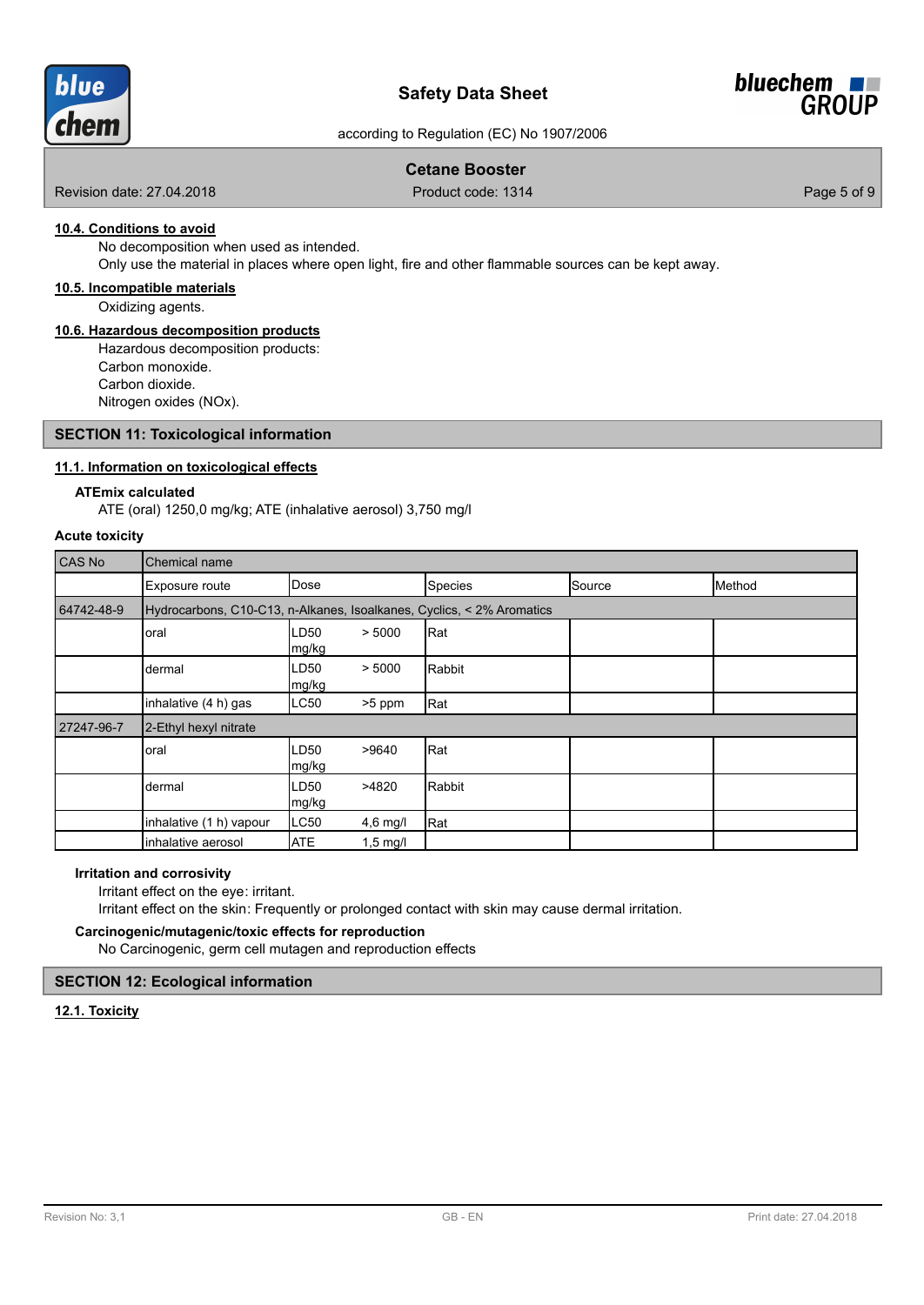#### 10.4. Conditions to avoid

No decomposition when used as intended.
Only use the material in places where open light, fire and other flammable sources can be kept away.

#### 10.5. Incompatible materials

Oxidizing agents.

#### 10.6. Hazardous decomposition products

Hazardous decomposition products:
Carbon monoxide.
Carbon dioxide.
Nitrogen oxides (NOx).

## SECTION 11: Toxicological information

#### 11.1. Information on toxicological effects

**ATEmix calculated**

ATE (oral) 1250,0 mg/kg; ATE (inhalative aerosol) 3,750 mg/l

**Acute toxicity**

| CAS No | Chemical name | | | | | |
|---|---|---|---|---|---|---|
| | Exposure route | Dose | | Species | Source | Method |
| 64742-48-9 | Hydrocarbons, C10-C13, n-Alkanes, Isoalkanes, Cyclics, < 2% Aromatics | | | | | |
| | oral | LD50 mg/kg | > 5000 | Rat | | |
| | dermal | LD50 mg/kg | > 5000 | Rabbit | | |
| | inhalative (4 h) gas | LC50 | >5 ppm | Rat | | |
| 27247-96-7 | 2-Ethyl hexyl nitrate | | | | | |
| | oral | LD50 mg/kg | >9640 | Rat | | |
| | dermal | LD50 mg/kg | >4820 | Rabbit | | |
| | inhalative (1 h) vapour | LC50 | 4,6 mg/l | Rat | | |
| | inhalative aerosol | ATE | 1,5 mg/l | | | |

**Irritation and corrosivity**

Irritant effect on the eye: irritant.
Irritant effect on the skin: Frequently or prolonged contact with skin may cause dermal irritation.

**Carcinogenic/mutagenic/toxic effects for reproduction**

No Carcinogenic, germ cell mutagen and reproduction effects

## SECTION 12: Ecological information

#### 12.1. Toxicity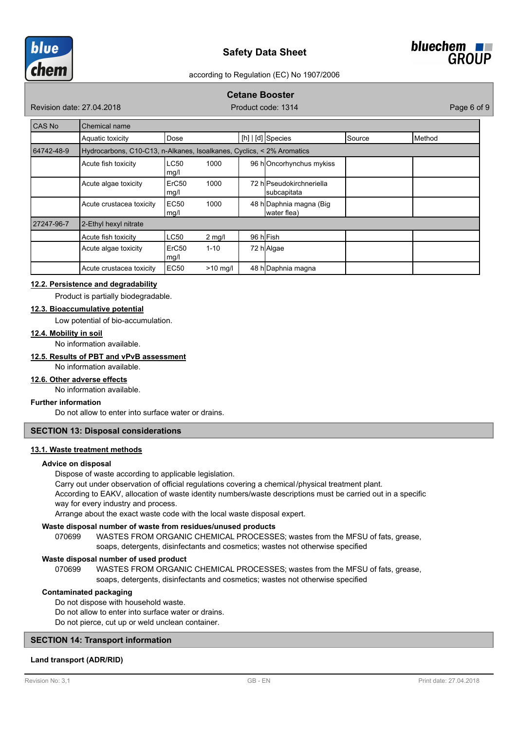| CAS No | Chemical name | | | | | |
|---|---|---|---|---|---|---|
| | Aquatic toxicity | Dose | [h] \| [d] | Species | Source | Method |
| 64742-48-9 | Hydrocarbons, C10-C13, n-Alkanes, Isoalkanes, Cyclics, < 2% Aromatics | | | | | |
| | Acute fish toxicity | LC50 1000 mg/l | 96 h | Oncorhynchus mykiss | | |
| | Acute algae toxicity | ErC50 1000 mg/l | 72 h | Pseudokirchneriella subcapitata | | |
| | Acute crustacea toxicity | EC50 1000 mg/l | 48 h | Daphnia magna (Big water flea) | | |
| 27247-96-7 | 2-Ethyl hexyl nitrate | | | | | |
| | Acute fish toxicity | LC50 2 mg/l | 96 h | Fish | | |
| | Acute algae toxicity | ErC50 1-10 mg/l | 72 h | Algae | | |
| | Acute crustacea toxicity | EC50 >10 mg/l | 48 h | Daphnia magna | | |

### 12.2. Persistence and degradability

Product is partially biodegradable.

### 12.3. Bioaccumulative potential

Low potential of bio-accumulation.

### 12.4. Mobility in soil

No information available.

### 12.5. Results of PBT and vPvB assessment

No information available.

### 12.6. Other adverse effects

No information available.

**Further information**

Do not allow to enter into surface water or drains.

## SECTION 13: Disposal considerations

### 13.1. Waste treatment methods

**Advice on disposal**

Dispose of waste according to applicable legislation.
Carry out under observation of official regulations covering a chemical/physical treatment plant.
According to EAKV, allocation of waste identity numbers/waste descriptions must be carried out in a specific way for every industry and process.
Arrange about the exact waste code with the local waste disposal expert.

**Waste disposal number of waste from residues/unused products**

070699 WASTES FROM ORGANIC CHEMICAL PROCESSES; wastes from the MFSU of fats, grease, soaps, detergents, disinfectants and cosmetics; wastes not otherwise specified

**Waste disposal number of used product**

070699 WASTES FROM ORGANIC CHEMICAL PROCESSES; wastes from the MFSU of fats, grease, soaps, detergents, disinfectants and cosmetics; wastes not otherwise specified

**Contaminated packaging**

Do not dispose with household waste.
Do not allow to enter into surface water or drains.
Do not pierce, cut up or weld unclean container.

## SECTION 14: Transport information

**Land transport (ADR/RID)**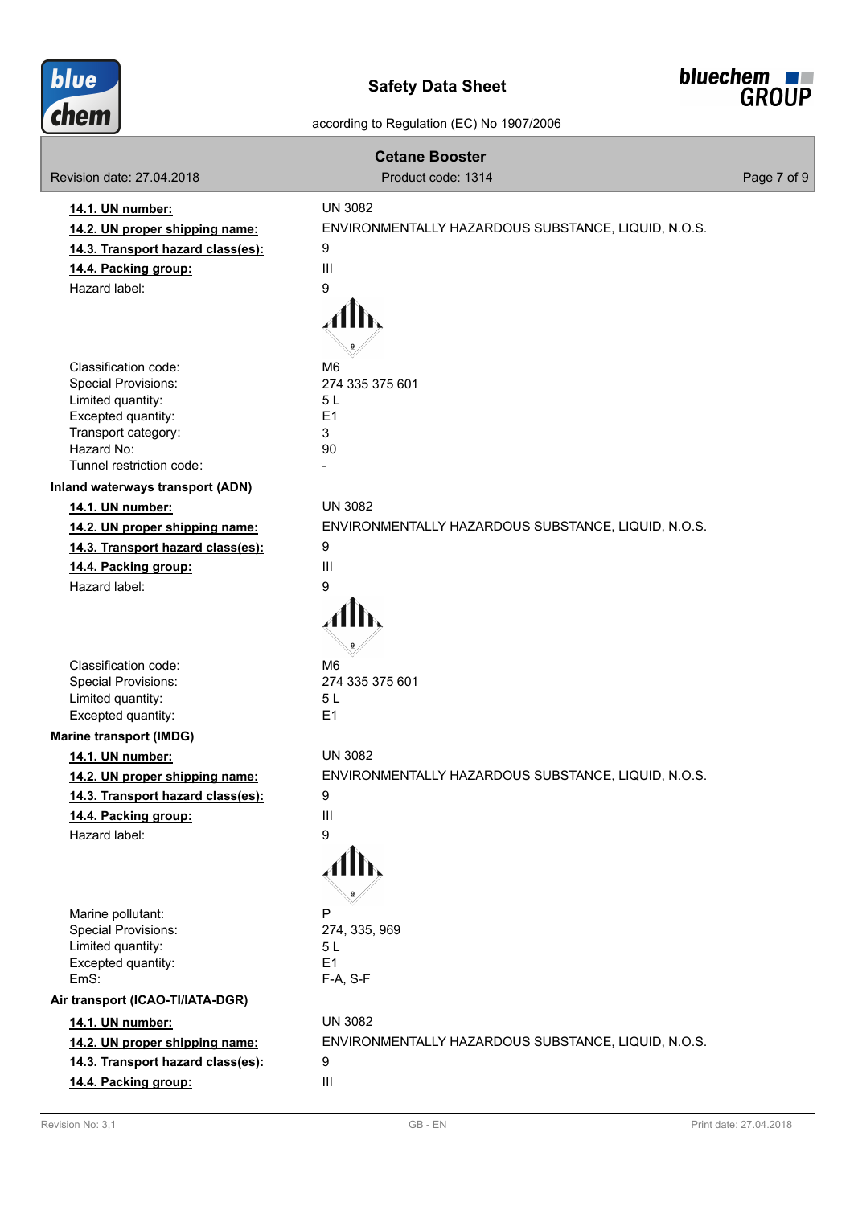| | |
|---|---|
| **14.1. UN number:** | UN 3082 |
| **14.2. UN proper shipping name:** | ENVIRONMENTALLY HAZARDOUS SUBSTANCE, LIQUID, N.O.S. |
| **14.3. Transport hazard class(es):** | 9 |
| **14.4. Packing group:** | III |
| Hazard label: | 9 |
| Classification code: | M6 |
| Special Provisions: | 274 335 375 601 |
| Limited quantity: | 5 L |
| Excepted quantity: | E1 |
| Transport category: | 3 |
| Hazard No: | 90 |
| Tunnel restriction code: | - |

**Inland waterways transport (ADN)**

| | |
|---|---|
| **14.1. UN number:** | UN 3082 |
| **14.2. UN proper shipping name:** | ENVIRONMENTALLY HAZARDOUS SUBSTANCE, LIQUID, N.O.S. |
| **14.3. Transport hazard class(es):** | 9 |
| **14.4. Packing group:** | III |
| Hazard label: | 9 |
| Classification code: | M6 |
| Special Provisions: | 274 335 375 601 |
| Limited quantity: | 5 L |
| Excepted quantity: | E1 |

**Marine transport (IMDG)**

| | |
|---|---|
| **14.1. UN number:** | UN 3082 |
| **14.2. UN proper shipping name:** | ENVIRONMENTALLY HAZARDOUS SUBSTANCE, LIQUID, N.O.S. |
| **14.3. Transport hazard class(es):** | 9 |
| **14.4. Packing group:** | III |
| Hazard label: | 9 |
| Marine pollutant: | P |
| Special Provisions: | 274, 335, 969 |
| Limited quantity: | 5 L |
| Excepted quantity: | E1 |
| EmS: | F-A, S-F |

**Air transport (ICAO-TI/IATA-DGR)**

| | |
|---|---|
| **14.1. UN number:** | UN 3082 |
| **14.2. UN proper shipping name:** | ENVIRONMENTALLY HAZARDOUS SUBSTANCE, LIQUID, N.O.S. |
| **14.3. Transport hazard class(es):** | 9 |
| **14.4. Packing group:** | III |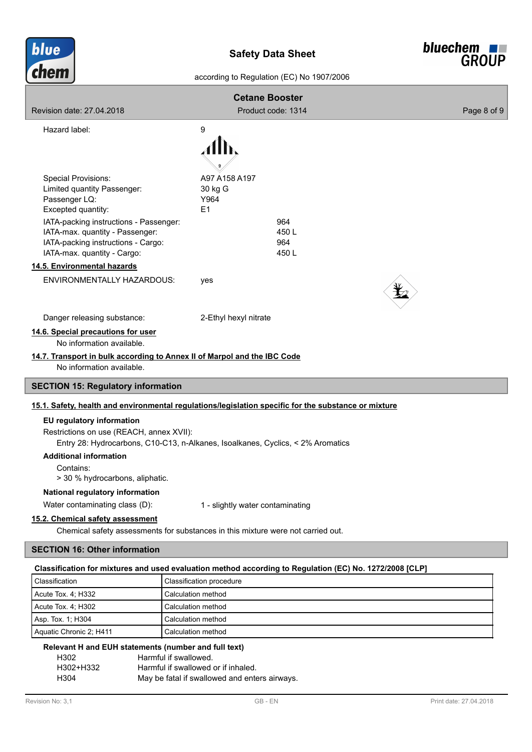Hazard label: 9

Special Provisions: A97 A158 A197
Limited quantity Passenger: 30 kg G
Passenger LQ: Y964
Excepted quantity: E1

IATA-packing instructions - Passenger: 964
IATA-max. quantity - Passenger: 450 L
IATA-packing instructions - Cargo: 964
IATA-max. quantity - Cargo: 450 L

**14.5. Environmental hazards**

ENVIRONMENTALLY HAZARDOUS: yes

Danger releasing substance: 2-Ethyl hexyl nitrate

**14.6. Special precautions for user**

No information available.

**14.7. Transport in bulk according to Annex II of Marpol and the IBC Code**

No information available.

## SECTION 15: Regulatory information

**15.1. Safety, health and environmental regulations/legislation specific for the substance or mixture**

**EU regulatory information**

Restrictions on use (REACH, annex XVII):

Entry 28: Hydrocarbons, C10-C13, n-Alkanes, Isoalkanes, Cyclics, < 2% Aromatics

**Additional information**

Contains:

> 30 % hydrocarbons, aliphatic.

**National regulatory information**

Water contaminating class (D): 1 - slightly water contaminating

**15.2. Chemical safety assessment**

Chemical safety assessments for substances in this mixture were not carried out.

## SECTION 16: Other information

**Classification for mixtures and used evaluation method according to Regulation (EC) No. 1272/2008 [CLP]**

| Classification | Classification procedure |
|---|---|
| Acute Tox. 4; H332 | Calculation method |
| Acute Tox. 4; H302 | Calculation method |
| Asp. Tox. 1; H304 | Calculation method |
| Aquatic Chronic 2; H411 | Calculation method |

**Relevant H and EUH statements (number and full text)**

| | |
|---|---|
| H302 | Harmful if swallowed. |
| H302+H332 | Harmful if swallowed or if inhaled. |
| H304 | May be fatal if swallowed and enters airways. |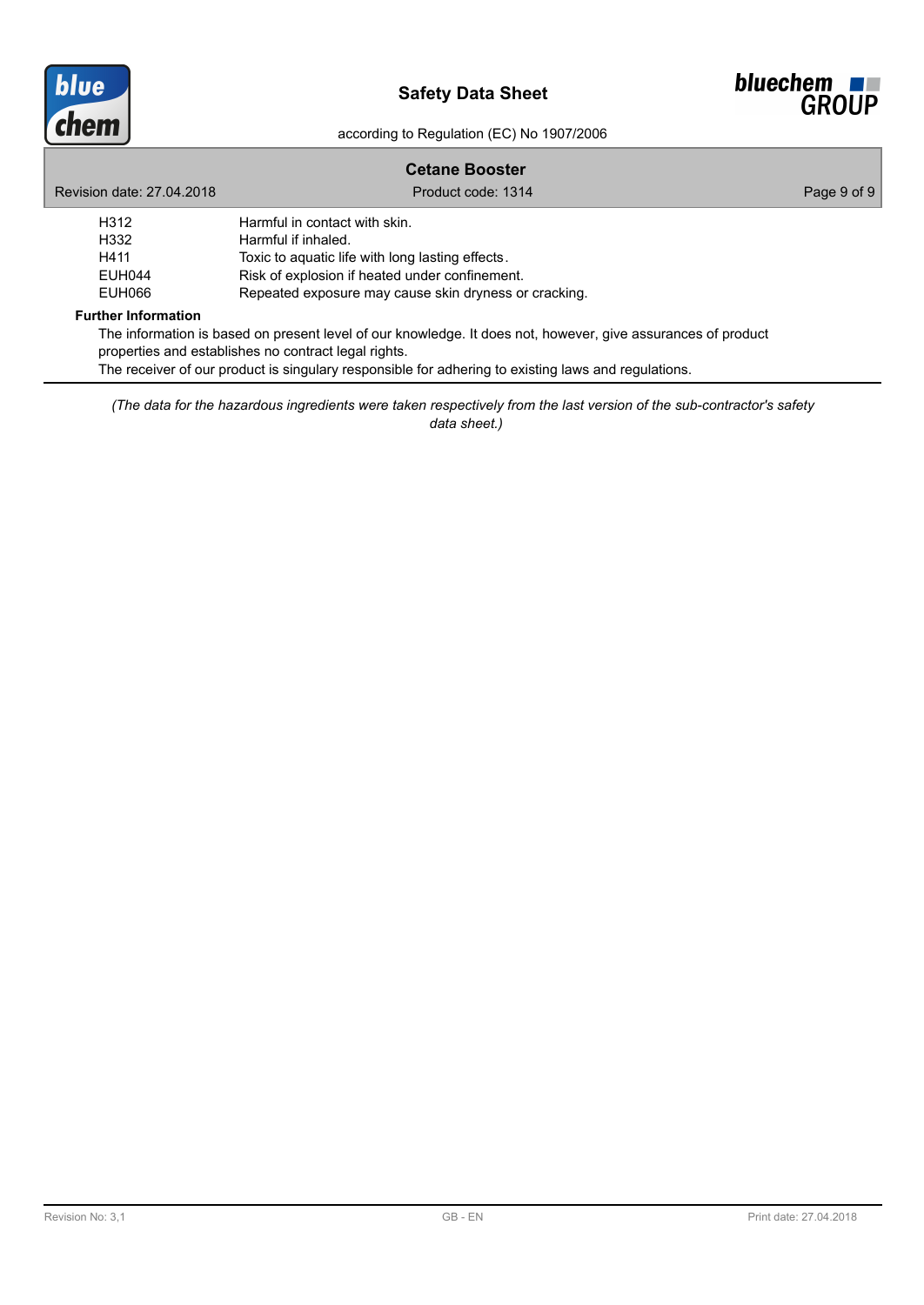| | |
|---|---|
| H312 | Harmful in contact with skin. |
| H332 | Harmful if inhaled. |
| H411 | Toxic to aquatic life with long lasting effects. |
| EUH044 | Risk of explosion if heated under confinement. |
| EUH066 | Repeated exposure may cause skin dryness or cracking. |

**Further Information**

The information is based on present level of our knowledge. It does not, however, give assurances of product properties and establishes no contract legal rights.
The receiver of our product is singulary responsible for adhering to existing laws and regulations.

*(The data for the hazardous ingredients were taken respectively from the last version of the sub-contractor's safety data sheet.)*